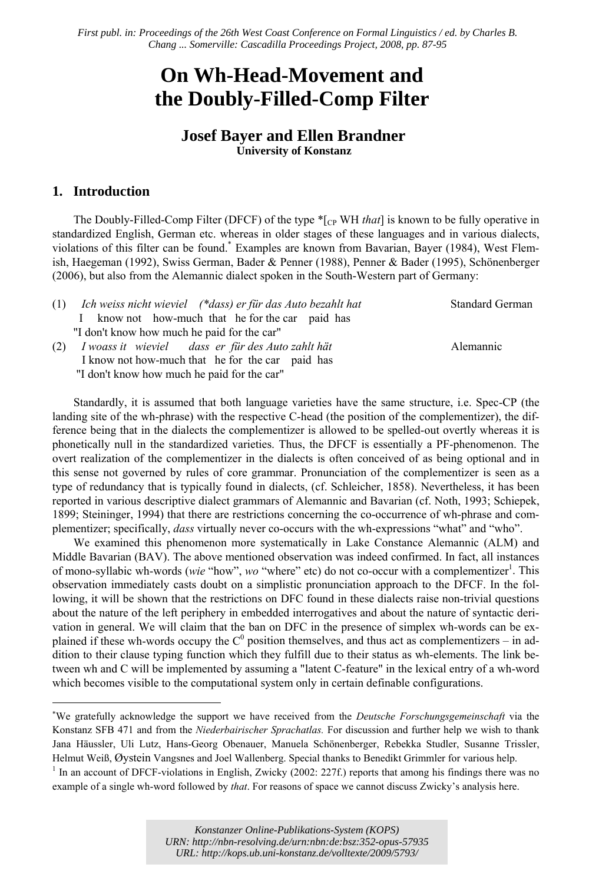*First publ. in: Proceedings of the 26th West Coast Conference on Formal Linguistics / ed. by Charles B. Chang ... Somerville: Cascadilla Proceedings Project, 2008, pp. 87-95*

# On Wh-Head-Movement and the Doubly-Filled-Comp Filter

**Josef Bayer and Ellen Brandner**
**University of Konstanz**

## 1. Introduction

The Doubly-Filled-Comp Filter (DFCF) of the type *[$_{CP}$ WH *that*] is known to be fully operative in standardized English, German etc. whereas in older stages of these languages and in various dialects, violations of this filter can be found.[*] Examples are known from Bavarian, Bayer (1984), West Flemish, Haegeman (1992), Swiss German, Bader & Penner (1988), Penner & Bader (1995), Schönenberger (2006), but also from the Alemannic dialect spoken in the South-Western part of Germany:

(1) *Ich weiss nicht wieviel (*dass) er für das Auto bezahlt hat* — Standard German
I know not how-much that he for the car paid has
"I don't know how much he paid for the car"

(2) *I woass it wieviel dass er für des Auto zahlt hät* — Alemannic
I know not how-much that he for the car paid has
"I don't know how much he paid for the car"

Standardly, it is assumed that both language varieties have the same structure, i.e. Spec-CP (the landing site of the wh-phrase) with the respective C-head (the position of the complementizer), the difference being that in the dialects the complementizer is allowed to be spelled-out overtly whereas it is phonetically null in the standardized varieties. Thus, the DFCF is essentially a PF-phenomenon. The overt realization of the complementizer in the dialects is often conceived of as being optional and in this sense not governed by rules of core grammar. Pronunciation of the complementizer is seen as a type of redundancy that is typically found in dialects, (cf. Schleicher, 1858). Nevertheless, it has been reported in various descriptive dialect grammars of Alemannic and Bavarian (cf. Noth, 1993; Schiepek, 1899; Steininger, 1994) that there are restrictions concerning the co-occurrence of wh-phrase and complementizer; specifically, *dass* virtually never co-occurs with the wh-expressions "what" and "who".

We examined this phenomenon more systematically in Lake Constance Alemannic (ALM) and Middle Bavarian (BAV). The above mentioned observation was indeed confirmed. In fact, all instances of mono-syllabic wh-words (*wie* "how", *wo* "where" etc) do not co-occur with a complementizer[1]. This observation immediately casts doubt on a simplistic pronunciation approach to the DFCF. In the following, it will be shown that the restrictions on DFC found in these dialects raise non-trivial questions about the nature of the left periphery in embedded interrogatives and about the nature of syntactic derivation in general. We will claim that the ban on DFC in the presence of simplex wh-words can be explained if these wh-words occupy the $C^0$ position themselves, and thus act as complementizers – in addition to their clause typing function which they fulfill due to their status as wh-elements. The link between wh and C will be implemented by assuming a "latent C-feature" in the lexical entry of a wh-word which becomes visible to the computational system only in certain definable configurations.

---

[*] We gratefully acknowledge the support we have received from the *Deutsche Forschungsgemeinschaft* via the Konstanz SFB 471 and from the *Niederbairischer Sprachatlas.* For discussion and further help we wish to thank Jana Häussler, Uli Lutz, Hans-Georg Obenauer, Manuela Schönenberger, Rebekka Studler, Susanne Trissler, Helmut Weiß, Øystein Vangsnes and Joel Wallenberg. Special thanks to Benedikt Grimmler for various help.

[1] In an account of DFCF-violations in English, Zwicky (2002: 227f.) reports that among his findings there was no example of a single wh-word followed by *that*. For reasons of space we cannot discuss Zwicky's analysis here.

Konstanzer Online-Publikations-System (KOPS)
URN: http://nbn-resolving.de/urn:nbn:de:bsz:352-opus-57935
URL: http://kops.ub.uni-konstanz.de/volltexte/2009/5793/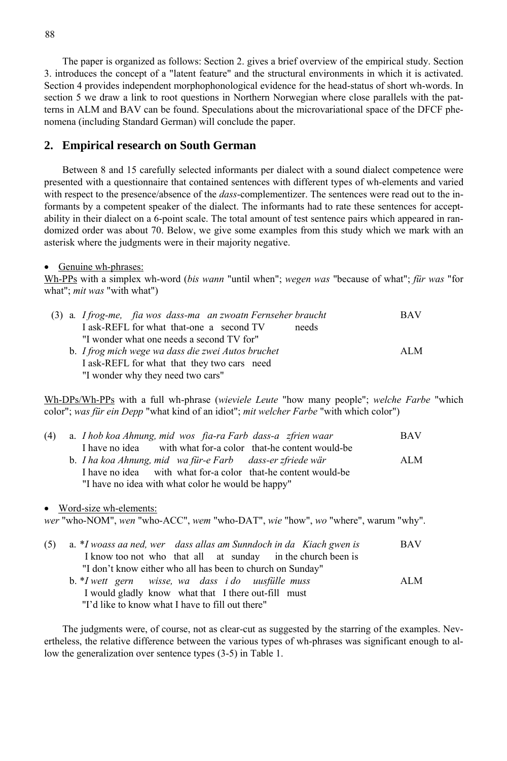The paper is organized as follows: Section 2. gives a brief overview of the empirical study. Section 3. introduces the concept of a "latent feature" and the structural environments in which it is activated. Section 4 provides independent morphophonological evidence for the head-status of short wh-words. In section 5 we draw a link to root questions in Northern Norwegian where close parallels with the patterns in ALM and BAV can be found. Speculations about the microvariational space of the DFCF phenomena (including Standard German) will conclude the paper.

## 2. Empirical research on South German

Between 8 and 15 carefully selected informants per dialect with a sound dialect competence were presented with a questionnaire that contained sentences with different types of wh-elements and varied with respect to the presence/absence of the *dass*-complementizer. The sentences were read out to the informants by a competent speaker of the dialect. The informants had to rate these sentences for acceptability in their dialect on a 6-point scale. The total amount of test sentence pairs which appeared in randomized order was about 70. Below, we give some examples from this study which we mark with an asterisk where the judgments were in their majority negative.

- Genuine wh-phrases:

Wh-PPs with a simplex wh-word (*bis wann* "until when"; *wegen was* "because of what"; *für was* "for what"; *mit was* "with what")

(3) a. *I frog-me, fia wos dass-ma an zwoatn Fernseher braucht* BAV
 I ask-REFL for what that-one a second TV needs
 "I wonder what one needs a second TV for"

 b. *I frog mich wege wa dass die zwei Autos bruchet* ALM
 I ask-REFL for what that they two cars need
 "I wonder why they need two cars"

Wh-DPs/Wh-PPs with a full wh-phrase (*wieviele Leute* "how many people"; *welche Farbe* "which color"; *was für ein Depp* "what kind of an idiot"; *mit welcher Farbe* "with which color")

(4) a. *I hob koa Ahnung, mid wos fia-ra Farb dass-a zfrien waar* BAV
 I have no idea with what for-a color that-he content would-be

 b. *I ha koa Ahnung, mid wa für-e Farb dass-er zfriede wär* ALM
 I have no idea with what for-a color that-he content would-be
 "I have no idea with what color he would be happy"

- Word-size wh-elements:

*wer* "who-NOM", *wen* "who-ACC", *wem* "who-DAT", *wie* "how", *wo* "where", warum "why".

(5) a. \**I woass aa ned, wer dass allas am Sunndoch in da Kiach gwen is* BAV
 I know too not who that all at sunday in the church been is
 "I don't know either who all has been to church on Sunday"

 b. \**I wett gern wisse, wa dass i do uusfülle muss* ALM
 I would gladly know what that I there out-fill must
 "I'd like to know what I have to fill out there"

The judgments were, of course, not as clear-cut as suggested by the starring of the examples. Nevertheless, the relative difference between the various types of wh-phrases was significant enough to allow the generalization over sentence types (3-5) in Table 1.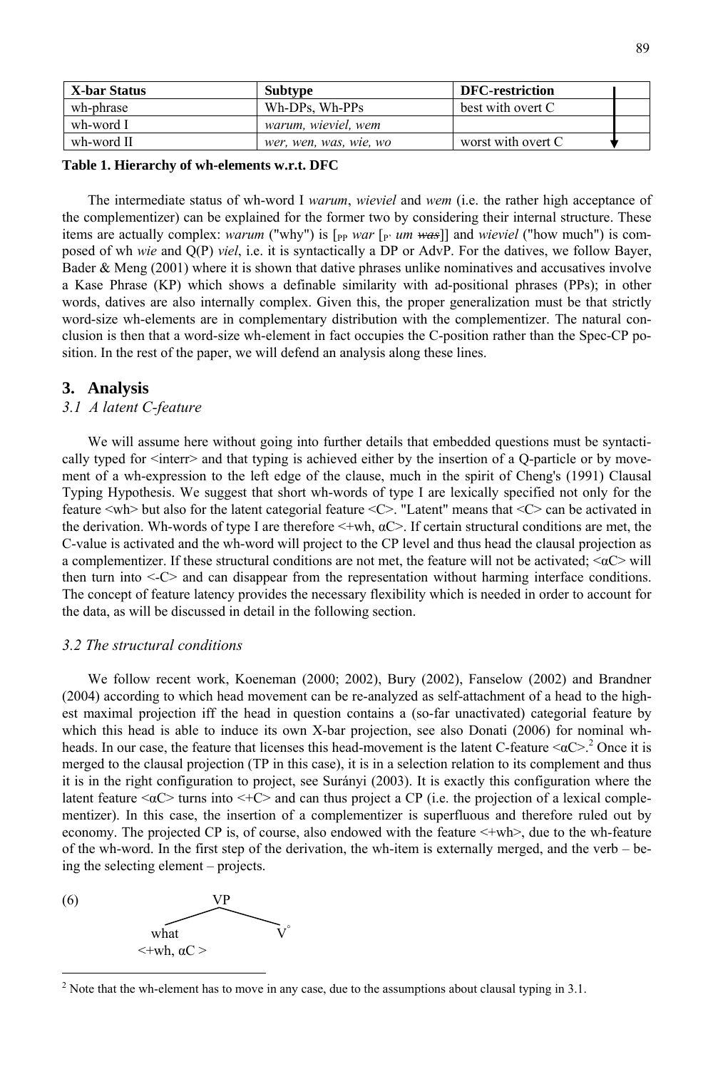| X-bar Status | Subtype | DFC-restriction |
|---|---|---|
| wh-phrase | Wh-DPs, Wh-PPs | best with overt C |
| wh-word I | *warum, wieviel, wem* | |
| wh-word II | *wer, wen, was, wie, wo* | worst with overt C |

**Table 1. Hierarchy of wh-elements w.r.t. DFC**

The intermediate status of wh-word I *warum*, *wieviel* and *wem* (i.e. the rather high acceptance of the complementizer) can be explained for the former two by considering their internal structure. These items are actually complex: *warum* ("why") is [$_{PP}$ *war* [$_{P'}$ *um* ~~*was*~~]] and *wieviel* ("how much") is composed of wh *wie* and Q(P) *viel*, i.e. it is syntactically a DP or AdvP. For the datives, we follow Bayer, Bader & Meng (2001) where it is shown that dative phrases unlike nominatives and accusatives involve a Kase Phrase (KP) which shows a definable similarity with ad-positional phrases (PPs); in other words, datives are also internally complex. Given this, the proper generalization must be that strictly word-size wh-elements are in complementary distribution with the complementizer. The natural conclusion is then that a word-size wh-element in fact occupies the C-position rather than the Spec-CP position. In the rest of the paper, we will defend an analysis along these lines.

## 3. Analysis

### *3.1 A latent C-feature*

We will assume here without going into further details that embedded questions must be syntactically typed for <interr> and that typing is achieved either by the insertion of a Q-particle or by movement of a wh-expression to the left edge of the clause, much in the spirit of Cheng's (1991) Clausal Typing Hypothesis. We suggest that short wh-words of type I are lexically specified not only for the feature <wh> but also for the latent categorial feature <C>. "Latent" means that <C> can be activated in the derivation. Wh-words of type I are therefore <+wh, αC>. If certain structural conditions are met, the C-value is activated and the wh-word will project to the CP level and thus head the clausal projection as a complementizer. If these structural conditions are not met, the feature will not be activated; <αC> will then turn into <-C> and can disappear from the representation without harming interface conditions. The concept of feature latency provides the necessary flexibility which is needed in order to account for the data, as will be discussed in detail in the following section.

### *3.2 The structural conditions*

We follow recent work, Koeneman (2000; 2002), Bury (2002), Fanselow (2002) and Brandner (2004) according to which head movement can be re-analyzed as self-attachment of a head to the highest maximal projection iff the head in question contains a (so-far unactivated) categorial feature by which this head is able to induce its own X-bar projection, see also Donati (2006) for nominal wh-heads. In our case, the feature that licenses this head-movement is the latent C-feature <αC>.[2] Once it is merged to the clausal projection (TP in this case), it is in a selection relation to its complement and thus it is in the right configuration to project, see Surányi (2003). It is exactly this configuration where the latent feature <αC> turns into <+C> and can thus project a CP (i.e. the projection of a lexical complementizer). In this case, the insertion of a complementizer is superfluous and therefore ruled out by economy. The projected CP is, of course, also endowed with the feature <+wh>, due to the wh-feature of the wh-word. In the first step of the derivation, the wh-item is externally merged, and the verb – being the selecting element – projects.

(6)
```
            VP
          /    \
      what      V°
  <+wh, αC >
```

[2] Note that the wh-element has to move in any case, due to the assumptions about clausal typing in 3.1.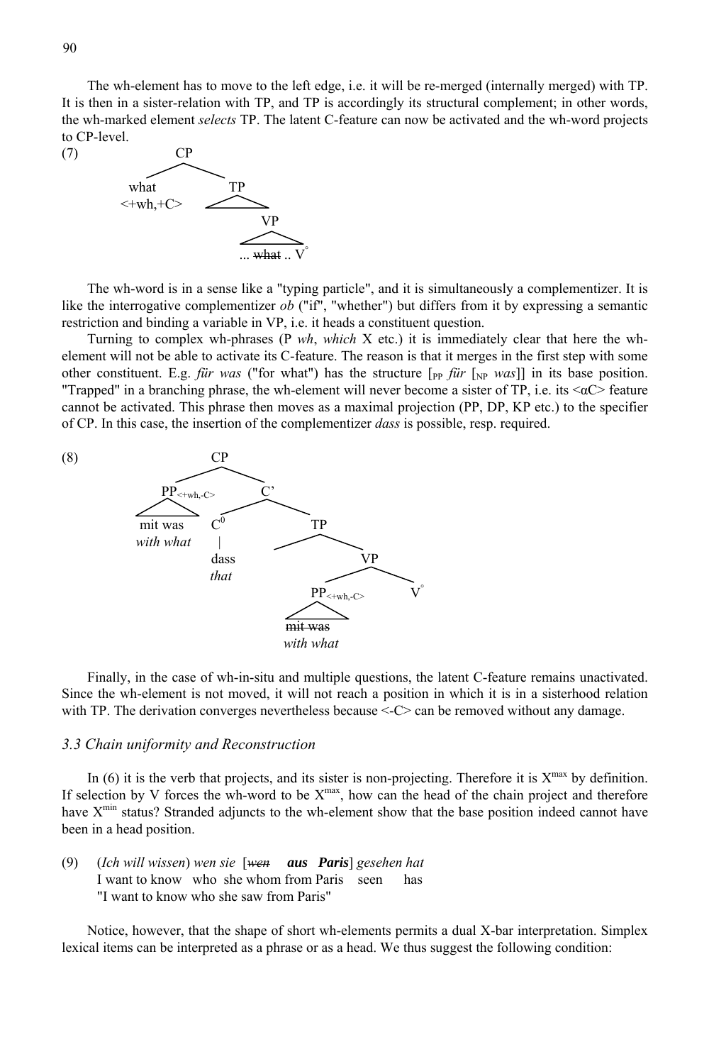The wh-element has to move to the left edge, i.e. it will be re-merged (internally merged) with TP. It is then in a sister-relation with TP, and TP is accordingly its structural complement; in other words, the wh-marked element *selects* TP. The latent C-feature can now be activated and the wh-word projects to CP-level.

(7)
```
              CP
         /          \
      what           TP
   <+wh,+C>         /  \
                      VP
                     /  \
              ... what .. V°
```

The wh-word is in a sense like a "typing particle", and it is simultaneously a complementizer. It is like the interrogative complementizer *ob* ("if", "whether") but differs from it by expressing a semantic restriction and binding a variable in VP, i.e. it heads a constituent question.

Turning to complex wh-phrases (P *wh*, *which* X etc.) it is immediately clear that here the wh-element will not be able to activate its C-feature. The reason is that it merges in the first step with some other constituent. E.g. *für was* ("for what") has the structure [$_{PP}$ *für* [$_{NP}$ *was*]] in its base position. "Trapped" in a branching phrase, the wh-element will never become a sister of TP, i.e. its <αC> feature cannot be activated. This phrase then moves as a maximal projection (PP, DP, KP etc.) to the specifier of CP. In this case, the insertion of the complementizer *dass* is possible, resp. required.

(8)
```
                 CP
          /             \
   PP<+wh,-C>            C'
    /    \            /       \
  mit was           C0          TP
  with what         |          /   \
                   dass              VP
                   that            /     \
                          PP<+wh,-C>      V°
                            /   \
                          mit was
                          with what
```

Finally, in the case of wh-in-situ and multiple questions, the latent C-feature remains unactivated. Since the wh-element is not moved, it will not reach a position in which it is in a sisterhood relation with TP. The derivation converges nevertheless because <-C> can be removed without any damage.

### *3.3 Chain uniformity and Reconstruction*

In (6) it is the verb that projects, and its sister is non-projecting. Therefore it is $X^{max}$ by definition. If selection by V forces the wh-word to be $X^{max}$, how can the head of the chain project and therefore have $X^{min}$ status? Stranded adjuncts to the wh-element show that the base position indeed cannot have been in a head position.

(9) (*Ich will wissen*) *wen sie* [~~*wen*~~ ***aus Paris***] *gesehen hat*
I want to know who she whom from Paris seen has
"I want to know who she saw from Paris"

Notice, however, that the shape of short wh-elements permits a dual X-bar interpretation. Simplex lexical items can be interpreted as a phrase or as a head. We thus suggest the following condition: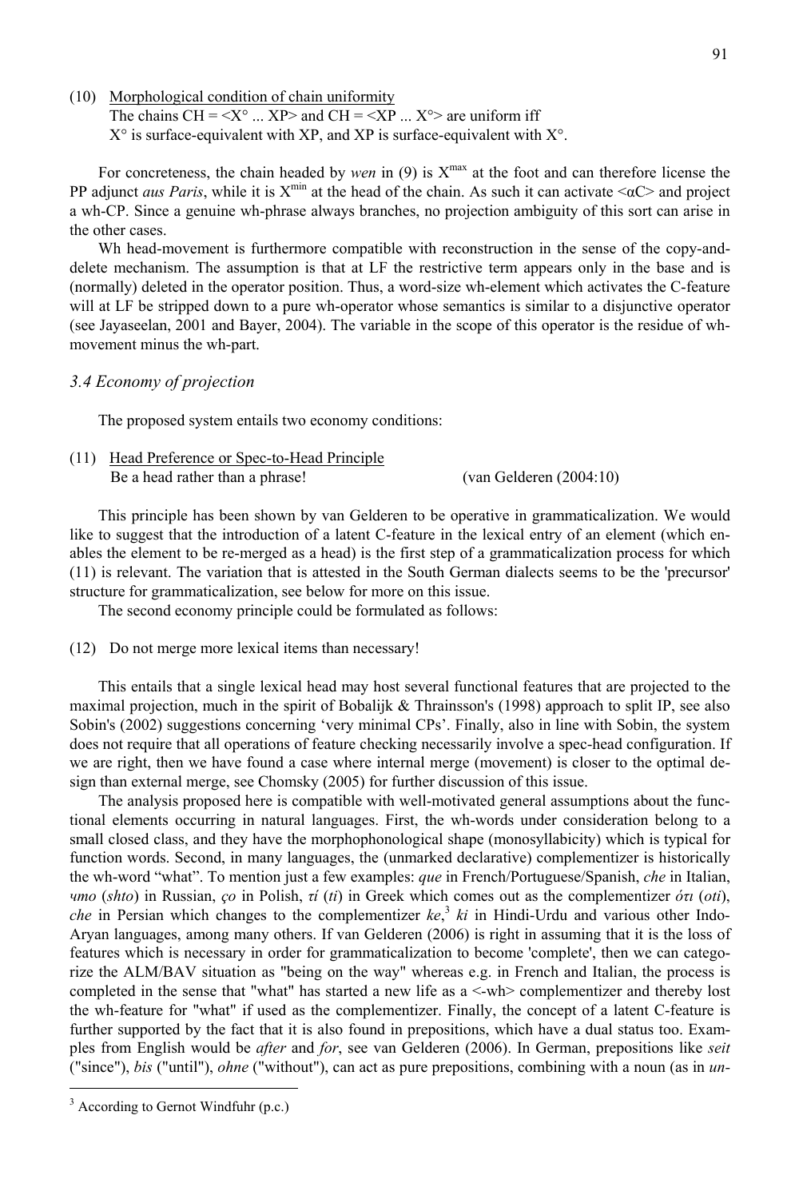(10) Morphological condition of chain uniformity
The chains CH = <X° ... XP> and CH = <XP ... X°> are uniform iff
X° is surface-equivalent with XP, and XP is surface-equivalent with X°.

For concreteness, the chain headed by *wen* in (9) is $X^{max}$ at the foot and can therefore license the PP adjunct *aus Paris*, while it is $X^{min}$ at the head of the chain. As such it can activate <αC> and project a wh-CP. Since a genuine wh-phrase always branches, no projection ambiguity of this sort can arise in the other cases.

Wh head-movement is furthermore compatible with reconstruction in the sense of the copy-and-delete mechanism. The assumption is that at LF the restrictive term appears only in the base and is (normally) deleted in the operator position. Thus, a word-size wh-element which activates the C-feature will at LF be stripped down to a pure wh-operator whose semantics is similar to a disjunctive operator (see Jayaseelan, 2001 and Bayer, 2004). The variable in the scope of this operator is the residue of wh-movement minus the wh-part.

### *3.4 Economy of projection*

The proposed system entails two economy conditions:

(11) Head Preference or Spec-to-Head Principle
Be a head rather than a phrase! (van Gelderen (2004:10)

This principle has been shown by van Gelderen to be operative in grammaticalization. We would like to suggest that the introduction of a latent C-feature in the lexical entry of an element (which enables the element to be re-merged as a head) is the first step of a grammaticalization process for which (11) is relevant. The variation that is attested in the South German dialects seems to be the 'precursor' structure for grammaticalization, see below for more on this issue.

The second economy principle could be formulated as follows:

(12) Do not merge more lexical items than necessary!

This entails that a single lexical head may host several functional features that are projected to the maximal projection, much in the spirit of Bobalijk & Thrainsson's (1998) approach to split IP, see also Sobin's (2002) suggestions concerning 'very minimal CPs'. Finally, also in line with Sobin, the system does not require that all operations of feature checking necessarily involve a spec-head configuration. If we are right, then we have found a case where internal merge (movement) is closer to the optimal design than external merge, see Chomsky (2005) for further discussion of this issue.

The analysis proposed here is compatible with well-motivated general assumptions about the functional elements occurring in natural languages. First, the wh-words under consideration belong to a small closed class, and they have the morphophonological shape (monosyllabicity) which is typical for function words. Second, in many languages, the (unmarked declarative) complementizer is historically the wh-word "what". To mention just a few examples: *que* in French/Portuguese/Spanish, *che* in Italian, *что* (*shto*) in Russian, *ço* in Polish, *τί* (*ti*) in Greek which comes out as the complementizer *ότι* (*oti*), *che* in Persian which changes to the complementizer *ke*,[3] *ki* in Hindi-Urdu and various other Indo-Aryan languages, among many others. If van Gelderen (2006) is right in assuming that it is the loss of features which is necessary in order for grammaticalization to become 'complete', then we can categorize the ALM/BAV situation as "being on the way" whereas e.g. in French and Italian, the process is completed in the sense that "what" has started a new life as a <-wh> complementizer and thereby lost the wh-feature for "what" if used as the complementizer. Finally, the concept of a latent C-feature is further supported by the fact that it is also found in prepositions, which have a dual status too. Examples from English would be *after* and *for*, see van Gelderen (2006). In German, prepositions like *seit* ("since"), *bis* ("until"), *ohne* ("without"), can act as pure prepositions, combining with a noun (as in *un-*

[3] According to Gernot Windfuhr (p.c.)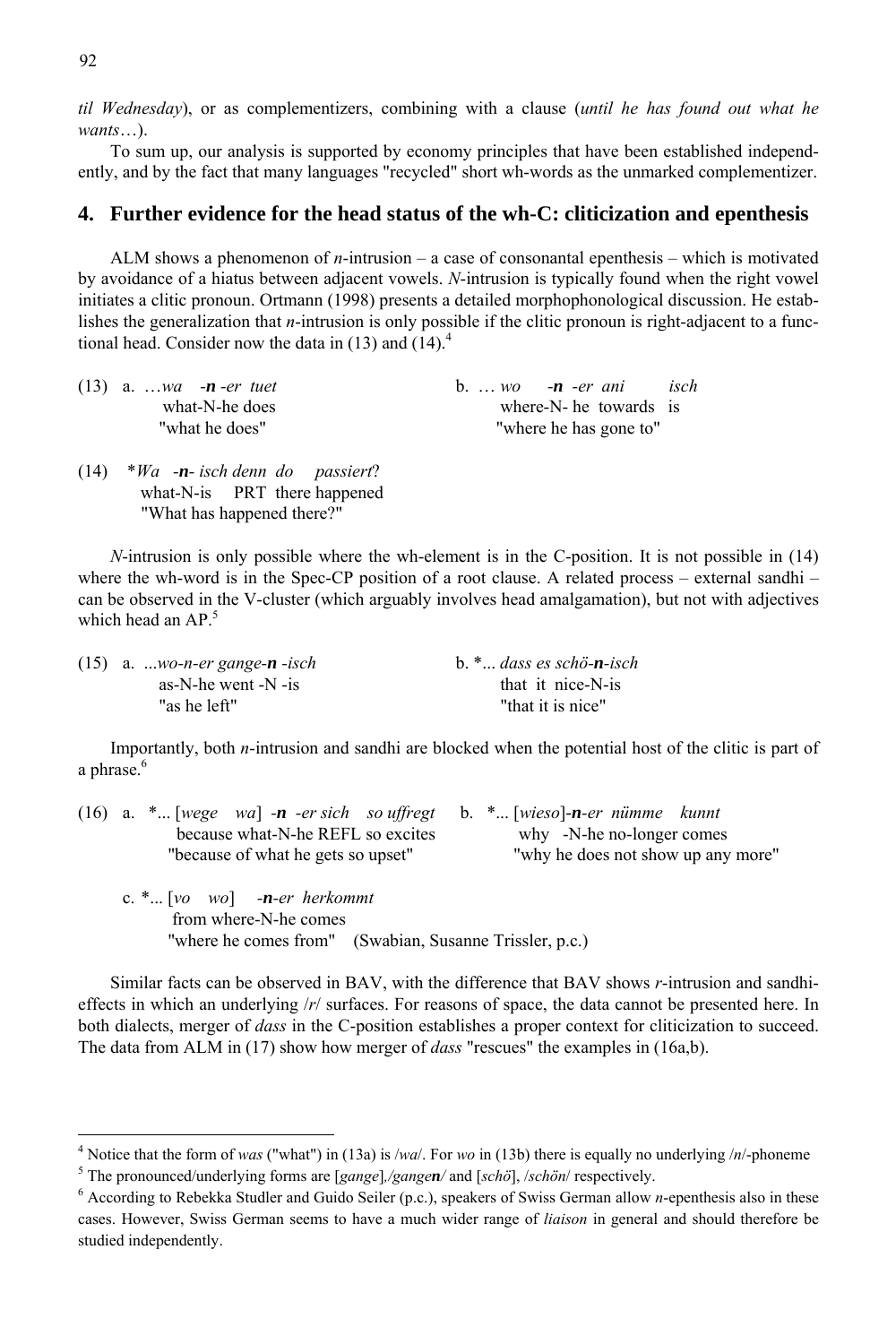*til Wednesday*), or as complementizers, combining with a clause (*until he has found out what he wants*…).

To sum up, our analysis is supported by economy principles that have been established independently, and by the fact that many languages "recycled" short wh-words as the unmarked complementizer.

## 4. Further evidence for the head status of the wh-C: cliticization and epenthesis

ALM shows a phenomenon of *n*-intrusion – a case of consonantal epenthesis – which is motivated by avoidance of a hiatus between adjacent vowels. *N*-intrusion is typically found when the right vowel initiates a clitic pronoun. Ortmann (1998) presents a detailed morphophonological discussion. He establishes the generalization that *n*-intrusion is only possible if the clitic pronoun is right-adjacent to a functional head. Consider now the data in (13) and (14).[4]

(13) a. …*wa -**n** -er tuet*
what-N-he does
"what he does"

b. … *wo -**n** -er ani isch*
where-N- he towards is
"where he has gone to"

(14) \**Wa -**n**- isch denn do passiert*?
what-N-is PRT there happened
"What has happened there?"

*N*-intrusion is only possible where the wh-element is in the C-position. It is not possible in (14) where the wh-word is in the Spec-CP position of a root clause. A related process – external sandhi – can be observed in the V-cluster (which arguably involves head amalgamation), but not with adjectives which head an AP.[5]

(15) a. *...wo-n-er gange-**n** -isch*
as-N-he went -N -is
"as he left"

b. \*... *dass es schö-**n**-isch*
that it nice-N-is
"that it is nice"

Importantly, both *n*-intrusion and sandhi are blocked when the potential host of the clitic is part of a phrase.[6]

(16) a. \*... [*wege wa*] *-**n** -er sich so uffregt*
because what-N-he REFL so excites
"because of what he gets so upset"

b. \*... [*wieso*]*-**n**-er nümme kunnt*
why -N-he no-longer comes
"why he does not show up any more"

c. \*... [*vo wo*] *-**n**-er herkommt*
from where-N-he comes
"where he comes from" (Swabian, Susanne Trissler, p.c.)

Similar facts can be observed in BAV, with the difference that BAV shows *r*-intrusion and sandhi-effects in which an underlying /*r*/ surfaces. For reasons of space, the data cannot be presented here. In both dialects, merger of *dass* in the C-position establishes a proper context for cliticization to succeed. The data from ALM in (17) show how merger of *dass* "rescues" the examples in (16a,b).

---

[4] Notice that the form of *was* ("what") in (13a) is /*wa*/. For *wo* in (13b) there is equally no underlying /*n*/-phoneme

[5] The pronounced/underlying forms are [*gange*]*,/gange**n**/* and [*schö*], /*schön*/ respectively.

[6] According to Rebekka Studler and Guido Seiler (p.c.), speakers of Swiss German allow *n*-epenthesis also in these cases. However, Swiss German seems to have a much wider range of *liaison* in general and should therefore be studied independently.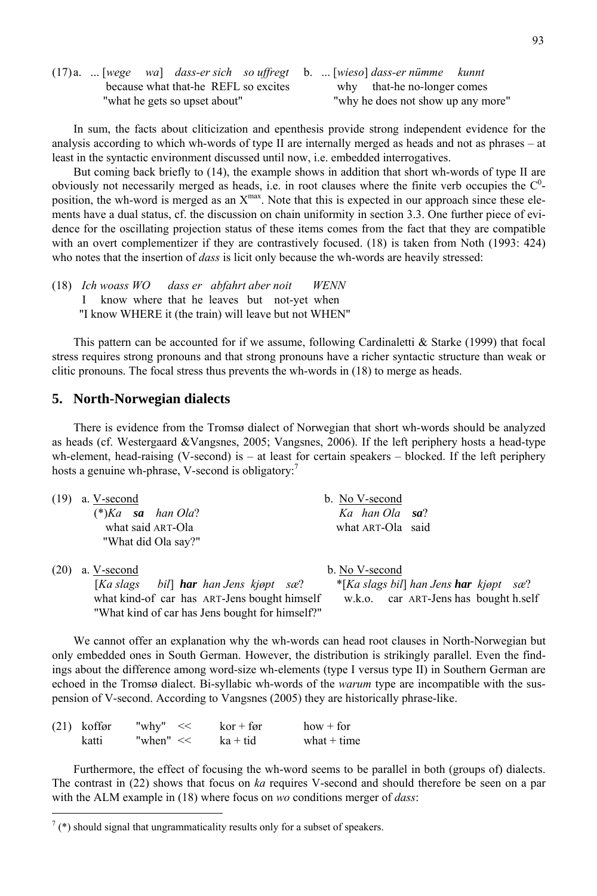(17) a. ... [*wege wa*] *dass-er sich so uffregt*
because what that-he REFL so excites
"what he gets so upset about"

b. ... [*wieso*] *dass-er nümme kunnt*
why that-he no-longer comes
"why he does not show up any more"

In sum, the facts about cliticization and epenthesis provide strong independent evidence for the analysis according to which wh-words of type II are internally merged as heads and not as phrases – at least in the syntactic environment discussed until now, i.e. embedded interrogatives.

But coming back briefly to (14), the example shows in addition that short wh-words of type II are obviously not necessarily merged as heads, i.e. in root clauses where the finite verb occupies the $C^0$-position, the wh-word is merged as an $X^{max}$. Note that this is expected in our approach since these elements have a dual status, cf. the discussion on chain uniformity in section 3.3. One further piece of evidence for the oscillating projection status of these items comes from the fact that they are compatible with an overt complementizer if they are contrastively focused. (18) is taken from Noth (1993: 424) who notes that the insertion of *dass* is licit only because the wh-words are heavily stressed:

(18) *Ich woass WO dass er abfahrt aber noit WENN*
I know where that he leaves but not-yet when
"I know WHERE it (the train) will leave but not WHEN"

This pattern can be accounted for if we assume, following Cardinaletti & Starke (1999) that focal stress requires strong pronouns and that strong pronouns have a richer syntactic structure than weak or clitic pronouns. The focal stress thus prevents the wh-words in (18) to merge as heads.

## 5. North-Norwegian dialects

There is evidence from the Tromsø dialect of Norwegian that short wh-words should be analyzed as heads (cf. Westergaard &Vangsnes, 2005; Vangsnes, 2006). If the left periphery hosts a head-type wh-element, head-raising (V-second) is – at least for certain speakers – blocked. If the left periphery hosts a genuine wh-phrase, V-second is obligatory:[7]

(19) a. V-second
(*)*Ka* ***sa*** *han Ola*?
what said ART-Ola
"What did Ola say?"

b. No V-second
*Ka han Ola* ***sa***?
what ART-Ola said

(20) a. V-second
[*Ka slags bil*] ***har*** *han Jens kjøpt sæ*?
what kind-of car has ART-Jens bought himself
"What kind of car has Jens bought for himself?"

b. No V-second
*[*Ka slags bil*] *han Jens* ***har*** *kjøpt sæ*?
w.k.o. car ART-Jens has bought h.self

We cannot offer an explanation why the wh-words can head root clauses in North-Norwegian but only embedded ones in South German. However, the distribution is strikingly parallel. Even the findings about the difference among word-size wh-elements (type I versus type II) in Southern German are echoed in the Tromsø dialect. Bi-syllabic wh-words of the *warum* type are incompatible with the suspension of V-second. According to Vangsnes (2005) they are historically phrase-like.

(21) koffør "why" << kor + før how + for
katti "when" << ka + tid what + time

Furthermore, the effect of focusing the wh-word seems to be parallel in both (groups of) dialects. The contrast in (22) shows that focus on *ka* requires V-second and should therefore be seen on a par with the ALM example in (18) where focus on *wo* conditions merger of *dass*:

[7] (*) should signal that ungrammaticality results only for a subset of speakers.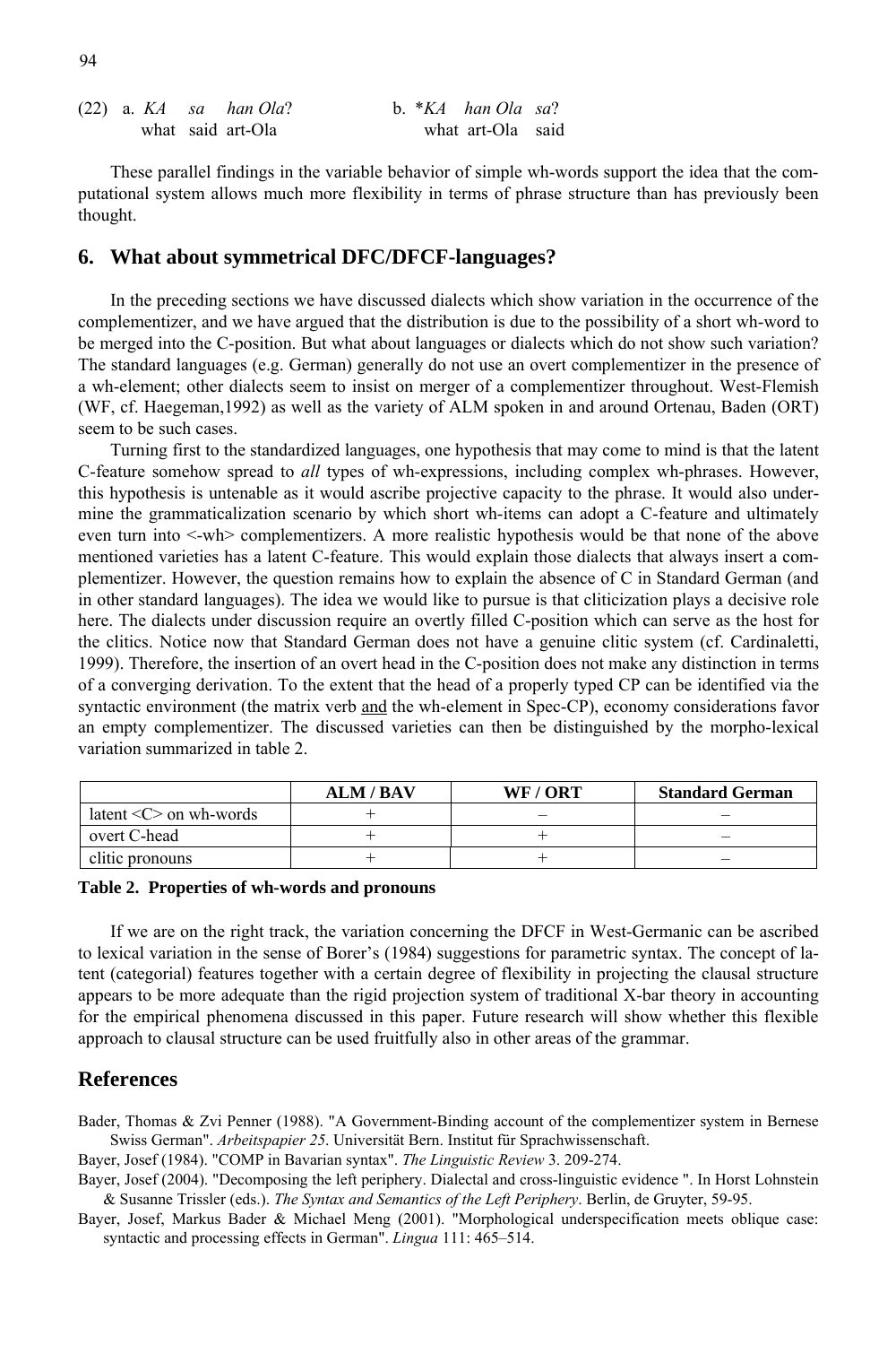(22) a. *KA sa han Ola*?
    what said art-Ola

b. **KA han Ola sa*?
    what art-Ola said

These parallel findings in the variable behavior of simple wh-words support the idea that the computational system allows much more flexibility in terms of phrase structure than has previously been thought.

## 6. What about symmetrical DFC/DFCF-languages?

In the preceding sections we have discussed dialects which show variation in the occurrence of the complementizer, and we have argued that the distribution is due to the possibility of a short wh-word to be merged into the C-position. But what about languages or dialects which do not show such variation? The standard languages (e.g. German) generally do not use an overt complementizer in the presence of a wh-element; other dialects seem to insist on merger of a complementizer throughout. West-Flemish (WF, cf. Haegeman,1992) as well as the variety of ALM spoken in and around Ortenau, Baden (ORT) seem to be such cases.

Turning first to the standardized languages, one hypothesis that may come to mind is that the latent C-feature somehow spread to *all* types of wh-expressions, including complex wh-phrases. However, this hypothesis is untenable as it would ascribe projective capacity to the phrase. It would also undermine the grammaticalization scenario by which short wh-items can adopt a C-feature and ultimately even turn into <-wh> complementizers. A more realistic hypothesis would be that none of the above mentioned varieties has a latent C-feature. This would explain those dialects that always insert a complementizer. However, the question remains how to explain the absence of C in Standard German (and in other standard languages). The idea we would like to pursue is that cliticization plays a decisive role here. The dialects under discussion require an overtly filled C-position which can serve as the host for the clitics. Notice now that Standard German does not have a genuine clitic system (cf. Cardinaletti, 1999). Therefore, the insertion of an overt head in the C-position does not make any distinction in terms of a converging derivation. To the extent that the head of a properly typed CP can be identified via the syntactic environment (the matrix verb <u>and</u> the wh-element in Spec-CP), economy considerations favor an empty complementizer. The discussed varieties can then be distinguished by the morpho-lexical variation summarized in table 2.

| | ALM / BAV | WF / ORT | Standard German |
|---|---|---|---|
| latent <C> on wh-words | + | – | – |
| overt C-head | + | + | – |
| clitic pronouns | + | + | – |

**Table 2. Properties of wh-words and pronouns**

If we are on the right track, the variation concerning the DFCF in West-Germanic can be ascribed to lexical variation in the sense of Borer's (1984) suggestions for parametric syntax. The concept of latent (categorial) features together with a certain degree of flexibility in projecting the clausal structure appears to be more adequate than the rigid projection system of traditional X-bar theory in accounting for the empirical phenomena discussed in this paper. Future research will show whether this flexible approach to clausal structure can be used fruitfully also in other areas of the grammar.

## References

Bader, Thomas & Zvi Penner (1988). "A Government-Binding account of the complementizer system in Bernese Swiss German". *Arbeitspapier 25*. Universität Bern. Institut für Sprachwissenschaft.

Bayer, Josef (1984). "COMP in Bavarian syntax". *The Linguistic Review* 3. 209-274.

Bayer, Josef (2004). "Decomposing the left periphery. Dialectal and cross-linguistic evidence ". In Horst Lohnstein & Susanne Trissler (eds.). *The Syntax and Semantics of the Left Periphery*. Berlin, de Gruyter, 59-95.

Bayer, Josef, Markus Bader & Michael Meng (2001). "Morphological underspecification meets oblique case: syntactic and processing effects in German". *Lingua* 111: 465–514.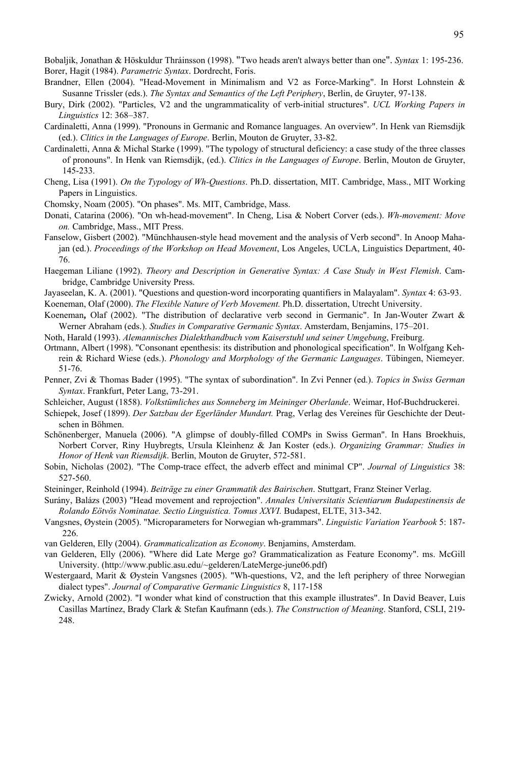Bobaljik, Jonathan & Höskuldur Thráinsson (1998). "Two heads aren't always better than one". *Syntax* 1: 195-236.

Borer, Hagit (1984). *Parametric Syntax*. Dordrecht, Foris.

Brandner, Ellen (2004). "Head-Movement in Minimalism and V2 as Force-Marking". In Horst Lohnstein & Susanne Trissler (eds.). *The Syntax and Semantics of the Left Periphery*, Berlin, de Gruyter, 97-138.

Bury, Dirk (2002). "Particles, V2 and the ungrammaticality of verb-initial structures". *UCL Working Papers in Linguistics* 12: 368–387.

Cardinaletti, Anna (1999). "Pronouns in Germanic and Romance languages. An overview". In Henk van Riemsdijk (ed.). *Clitics in the Languages of Europe*. Berlin, Mouton de Gruyter, 33-82.

Cardinaletti, Anna & Michal Starke (1999). "The typology of structural deficiency: a case study of the three classes of pronouns". In Henk van Riemsdijk, (ed.). *Clitics in the Languages of Europe*. Berlin, Mouton de Gruyter, 145-233.

Cheng, Lisa (1991). *On the Typology of Wh-Questions*. Ph.D. dissertation, MIT. Cambridge, Mass., MIT Working Papers in Linguistics.

Chomsky, Noam (2005). "On phases". Ms. MIT, Cambridge, Mass.

Donati, Catarina (2006). "On wh-head-movement". In Cheng, Lisa & Nobert Corver (eds.). *Wh-movement: Move on.* Cambridge, Mass., MIT Press.

Fanselow, Gisbert (2002). "Münchhausen-style head movement and the analysis of Verb second". In Anoop Mahajan (ed.). *Proceedings of the Workshop on Head Movement*, Los Angeles, UCLA, Linguistics Department, 40-76.

Haegeman Liliane (1992). *Theory and Description in Generative Syntax: A Case Study in West Flemish*. Cambridge, Cambridge University Press.

Jayaseelan, K. A. (2001). "Questions and question-word incorporating quantifiers in Malayalam". *Syntax* 4: 63-93.

Koeneman, Olaf (2000). *The Flexible Nature of Verb Movement.* Ph.D. dissertation, Utrecht University.

Koeneman**,** Olaf (2002). "The distribution of declarative verb second in Germanic". In Jan-Wouter Zwart & Werner Abraham (eds.). *Studies in Comparative Germanic Syntax*. Amsterdam, Benjamins, 175–201.

Noth, Harald (1993). *Alemannisches Dialekthandbuch vom Kaiserstuhl und seiner Umgebung*, Freiburg.

Ortmann, Albert (1998). "Consonant epenthesis: its distribution and phonological specification". In Wolfgang Kehrein & Richard Wiese (eds.). *Phonology and Morphology of the Germanic Languages*. Tübingen, Niemeyer. 51-76.

Penner, Zvi & Thomas Bader (1995). "The syntax of subordination". In Zvi Penner (ed.). *Topics in Swiss German Syntax*. Frankfurt, Peter Lang, 73-291.

Schleicher, August (1858). *Volkstümliches aus Sonneberg im Meininger Oberlande*. Weimar, Hof-Buchdruckerei.

Schiepek, Josef (1899). *Der Satzbau der Egerländer Mundart.* Prag, Verlag des Vereines für Geschichte der Deutschen in Böhmen.

Schönenberger, Manuela (2006). "A glimpse of doubly-filled COMPs in Swiss German". In Hans Broekhuis, Norbert Corver, Riny Huybregts, Ursula Kleinhenz & Jan Koster (eds.). *Organizing Grammar: Studies in Honor of Henk van Riemsdijk*. Berlin, Mouton de Gruyter, 572-581.

Sobin, Nicholas (2002). "The Comp-trace effect, the adverb effect and minimal CP". *Journal of Linguistics* 38: 527-560.

Steininger, Reinhold (1994). *Beiträge zu einer Grammatik des Bairischen*. Stuttgart, Franz Steiner Verlag.

Surány, Balázs (2003) "Head movement and reprojection". *Annales Universitatis Scientiarum Budapestinensis de Rolando Eötvös Nominatae. Sectio Linguistica. Tomus XXVI.* Budapest, ELTE, 313-342.

Vangsnes, Øystein (2005). "Microparameters for Norwegian wh-grammars". *Linguistic Variation Yearbook* 5: 187-226.

van Gelderen, Elly (2004). *Grammaticalization as Economy*. Benjamins, Amsterdam.

van Gelderen, Elly (2006). "Where did Late Merge go? Grammaticalization as Feature Economy". ms. McGill University. (http://www.public.asu.edu/~gelderen/LateMerge-june06.pdf)

Westergaard, Marit & Øystein Vangsnes (2005). "Wh-questions, V2, and the left periphery of three Norwegian dialect types". *Journal of Comparative Germanic Linguistics* 8, 117-158

Zwicky, Arnold (2002). "I wonder what kind of construction that this example illustrates". In David Beaver, Luis Casillas Martínez, Brady Clark & Stefan Kaufmann (eds.). *The Construction of Meaning*. Stanford, CSLI, 219-248.